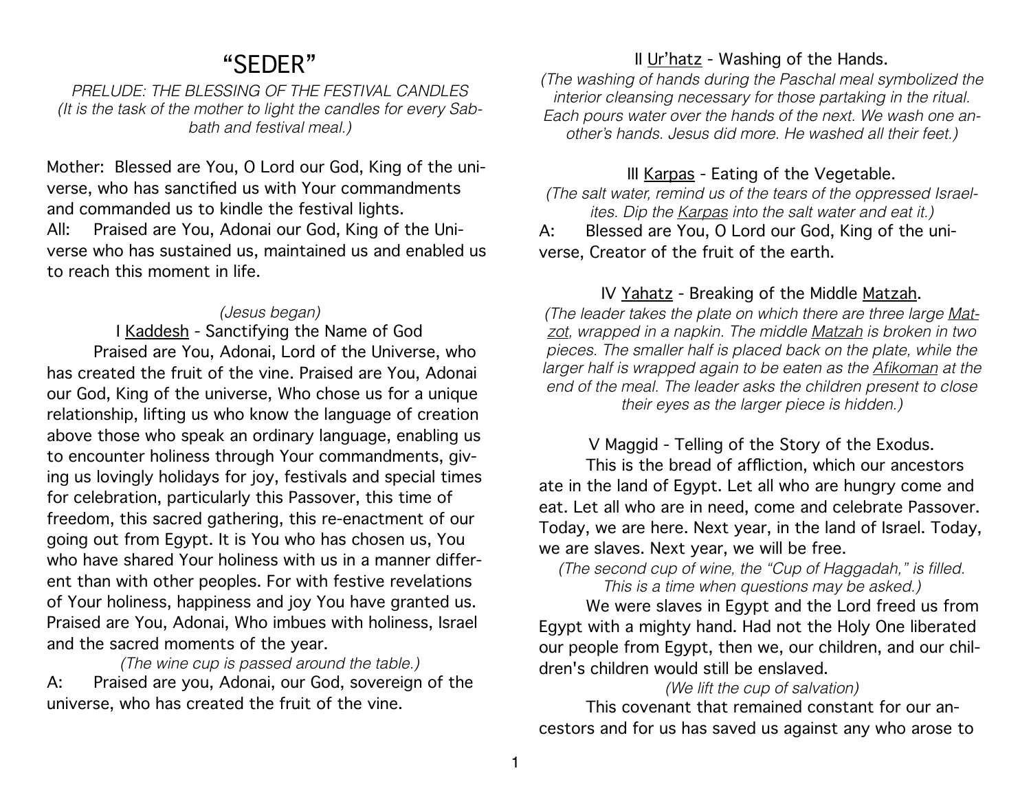# "SEDER"

*PRELUDE: THE BLESSING OF THE FESTIVAL CANDLES*
*(It is the task of the mother to light the candles for every Sabbath and festival meal.)*

Mother: Blessed are You, O Lord our God, King of the universe, who has sanctified us with Your commandments and commanded us to kindle the festival lights.
All: Praised are You, Adonai our God, King of the Universe who has sustained us, maintained us and enabled us to reach this moment in life.

*(Jesus began)*

## I Kaddesh - Sanctifying the Name of God

Praised are You, Adonai, Lord of the Universe, who has created the fruit of the vine. Praised are You, Adonai our God, King of the universe, Who chose us for a unique relationship, lifting us who know the language of creation above those who speak an ordinary language, enabling us to encounter holiness through Your commandments, giving us lovingly holidays for joy, festivals and special times for celebration, particularly this Passover, this time of freedom, this sacred gathering, this re-enactment of our going out from Egypt. It is You who has chosen us, You who have shared Your holiness with us in a manner different than with other peoples. For with festive revelations of Your holiness, happiness and joy You have granted us. Praised are You, Adonai, Who imbues with holiness, Israel and the sacred moments of the year.

*(The wine cup is passed around the table.)*

A: Praised are you, Adonai, our God, sovereign of the universe, who has created the fruit of the vine.

## II Ur'hatz - Washing of the Hands.

*(The washing of hands during the Paschal meal symbolized the interior cleansing necessary for those partaking in the ritual. Each pours water over the hands of the next. We wash one another's hands. Jesus did more. He washed all their feet.)*

## III Karpas - Eating of the Vegetable.

*(The salt water, remind us of the tears of the oppressed Israelites. Dip the Karpas into the salt water and eat it.)*

A: Blessed are You, O Lord our God, King of the universe, Creator of the fruit of the earth.

## IV Yahatz - Breaking of the Middle Matzah.

*(The leader takes the plate on which there are three large Matzot, wrapped in a napkin. The middle Matzah is broken in two pieces. The smaller half is placed back on the plate, while the larger half is wrapped again to be eaten as the Afikoman at the end of the meal. The leader asks the children present to close their eyes as the larger piece is hidden.)*

## V Maggid - Telling of the Story of the Exodus.

This is the bread of affliction, which our ancestors ate in the land of Egypt. Let all who are hungry come and eat. Let all who are in need, come and celebrate Passover. Today, we are here. Next year, in the land of Israel. Today, we are slaves. Next year, we will be free.

*(The second cup of wine, the "Cup of Haggadah," is filled. This is a time when questions may be asked.)*

We were slaves in Egypt and the Lord freed us from Egypt with a mighty hand. Had not the Holy One liberated our people from Egypt, then we, our children, and our children's children would still be enslaved.

*(We lift the cup of salvation)*

This covenant that remained constant for our ancestors and for us has saved us against any who arose to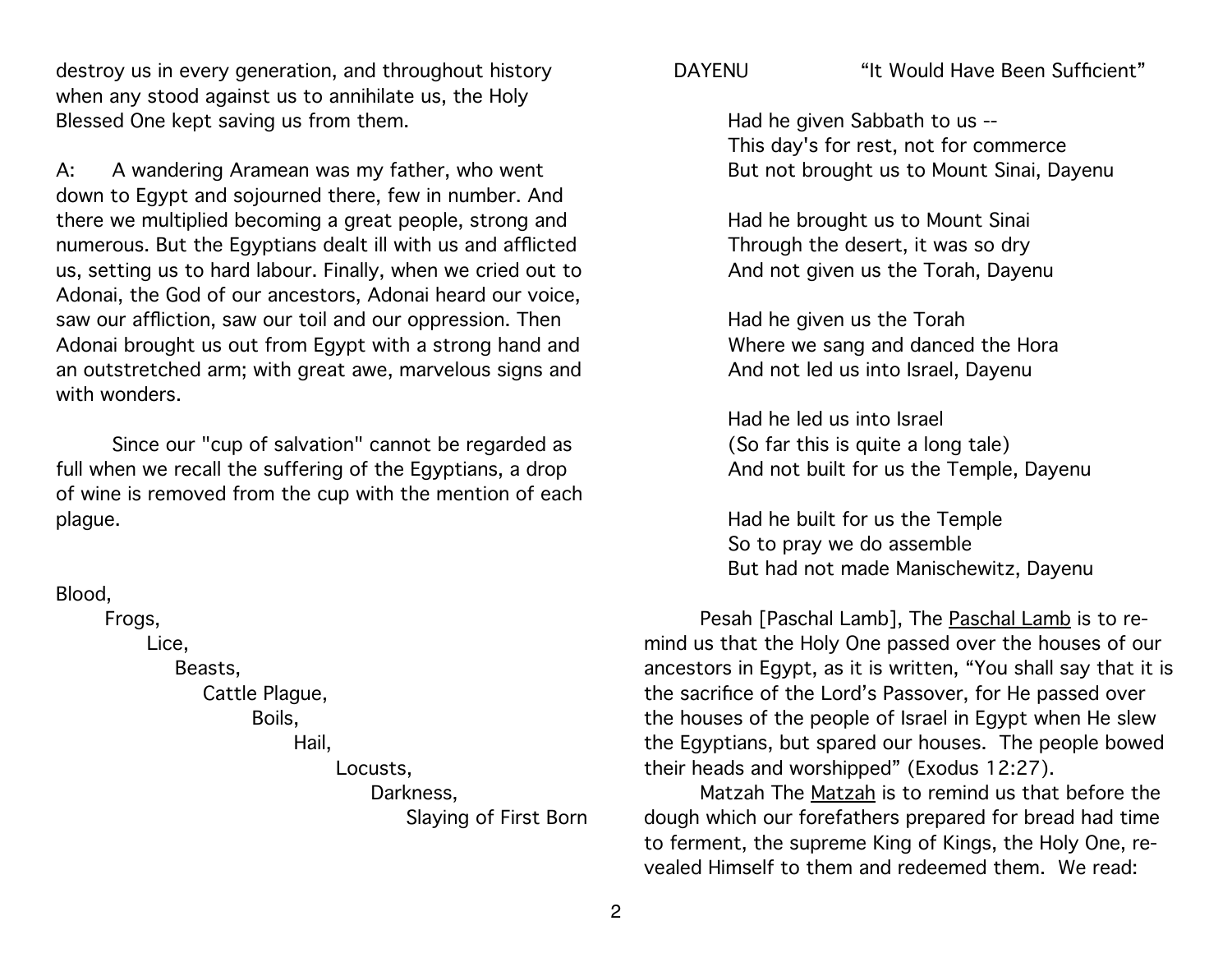destroy us in every generation, and throughout history when any stood against us to annihilate us, the Holy Blessed One kept saving us from them.

A: A wandering Aramean was my father, who went down to Egypt and sojourned there, few in number. And there we multiplied becoming a great people, strong and numerous. But the Egyptians dealt ill with us and afflicted us, setting us to hard labour. Finally, when we cried out to Adonai, the God of our ancestors, Adonai heard our voice, saw our affliction, saw our toil and our oppression. Then Adonai brought us out from Egypt with a strong hand and an outstretched arm; with great awe, marvelous signs and with wonders.

Since our "cup of salvation" cannot be regarded as full when we recall the suffering of the Egyptians, a drop of wine is removed from the cup with the mention of each plague.

Blood,
Frogs,
Lice,
Beasts,
Cattle Plague,
Boils,
Hail,
Locusts,
Darkness,
Slaying of First Born

DAYENU "It Would Have Been Sufficient"

Had he given Sabbath to us --
This day's for rest, not for commerce
But not brought us to Mount Sinai, Dayenu

Had he brought us to Mount Sinai
Through the desert, it was so dry
And not given us the Torah, Dayenu

Had he given us the Torah
Where we sang and danced the Hora
And not led us into Israel, Dayenu

Had he led us into Israel
(So far this is quite a long tale)
And not built for us the Temple, Dayenu

Had he built for us the Temple
So to pray we do assemble
But had not made Manischewitz, Dayenu

Pesah [Paschal Lamb], The <u>Paschal Lamb</u> is to remind us that the Holy One passed over the houses of our ancestors in Egypt, as it is written, "You shall say that it is the sacrifice of the Lord's Passover, for He passed over the houses of the people of Israel in Egypt when He slew the Egyptians, but spared our houses. The people bowed their heads and worshipped" (Exodus 12:27).

Matzah The <u>Matzah</u> is to remind us that before the dough which our forefathers prepared for bread had time to ferment, the supreme King of Kings, the Holy One, revealed Himself to them and redeemed them. We read: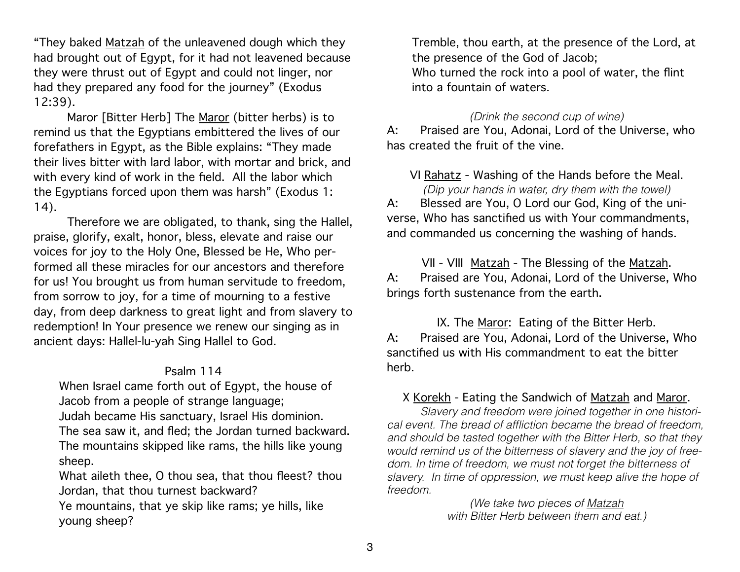"They baked Matzah of the unleavened dough which they had brought out of Egypt, for it had not leavened because they were thrust out of Egypt and could not linger, nor had they prepared any food for the journey" (Exodus 12:39).

Maror [Bitter Herb] The Maror (bitter herbs) is to remind us that the Egyptians embittered the lives of our forefathers in Egypt, as the Bible explains: "They made their lives bitter with lard labor, with mortar and brick, and with every kind of work in the field. All the labor which the Egyptians forced upon them was harsh" (Exodus 1: 14).

Therefore we are obligated, to thank, sing the Hallel, praise, glorify, exalt, honor, bless, elevate and raise our voices for joy to the Holy One, Blessed be He, Who performed all these miracles for our ancestors and therefore for us! You brought us from human servitude to freedom, from sorrow to joy, for a time of mourning to a festive day, from deep darkness to great light and from slavery to redemption! In Your presence we renew our singing as in ancient days: Hallel-lu-yah Sing Hallel to God.

Psalm 114

When Israel came forth out of Egypt, the house of Jacob from a people of strange language;
Judah became His sanctuary, Israel His dominion.
The sea saw it, and fled; the Jordan turned backward.
The mountains skipped like rams, the hills like young sheep.
What aileth thee, O thou sea, that thou fleest? thou Jordan, that thou turnest backward?
Ye mountains, that ye skip like rams; ye hills, like young sheep?
Tremble, thou earth, at the presence of the Lord, at the presence of the God of Jacob;
Who turned the rock into a pool of water, the flint into a fountain of waters.

*(Drink the second cup of wine)*

A: Praised are You, Adonai, Lord of the Universe, who has created the fruit of the vine.

VI Rahatz - Washing of the Hands before the Meal.

*(Dip your hands in water, dry them with the towel)*

A: Blessed are You, O Lord our God, King of the universe, Who has sanctified us with Your commandments, and commanded us concerning the washing of hands.

VII - VIII Matzah - The Blessing of the Matzah.

A: Praised are You, Adonai, Lord of the Universe, Who brings forth sustenance from the earth.

IX. The Maror: Eating of the Bitter Herb.

A: Praised are You, Adonai, Lord of the Universe, Who sanctified us with His commandment to eat the bitter herb.

X Korekh - Eating the Sandwich of Matzah and Maror.

*Slavery and freedom were joined together in one historical event. The bread of affliction became the bread of freedom, and should be tasted together with the Bitter Herb, so that they would remind us of the bitterness of slavery and the joy of freedom. In time of freedom, we must not forget the bitterness of slavery. In time of oppression, we must keep alive the hope of freedom.*

*(We take two pieces of Matzah with Bitter Herb between them and eat.)*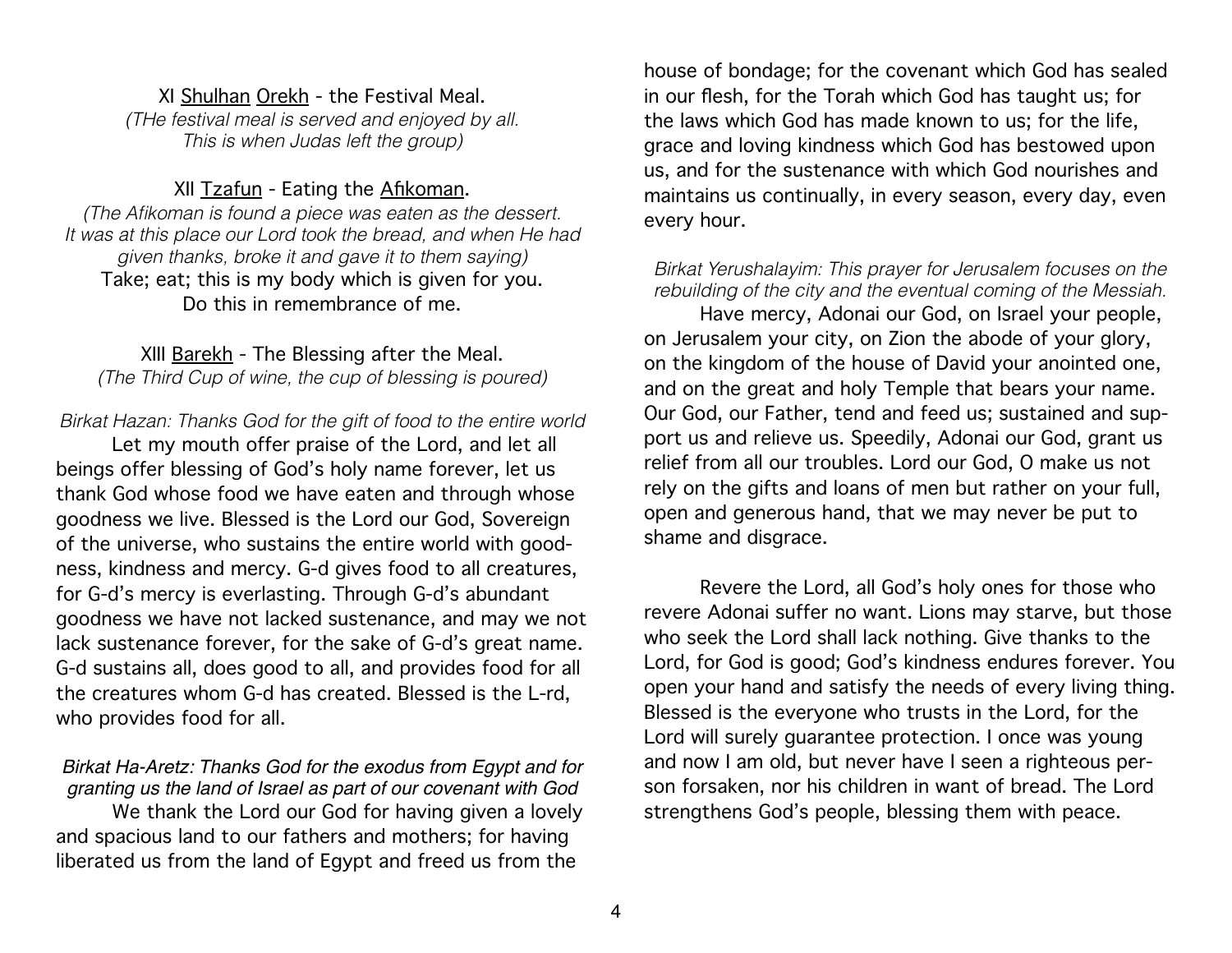### XI <u>Shulhan</u> <u>Orekh</u> - the Festival Meal.

*(THe festival meal is served and enjoyed by all. This is when Judas left the group)*

### XII <u>Tzafun</u> - Eating the <u>Afikoman</u>.

*(The Afikoman is found a piece was eaten as the dessert. It was at this place our Lord took the bread, and when He had given thanks, broke it and gave it to them saying)*

Take; eat; this is my body which is given for you.
Do this in remembrance of me.

### XIII <u>Barekh</u> - The Blessing after the Meal.

*(The Third Cup of wine, the cup of blessing is poured)*

*Birkat Hazan: Thanks God for the gift of food to the entire world*

Let my mouth offer praise of the Lord, and let all beings offer blessing of God's holy name forever, let us thank God whose food we have eaten and through whose goodness we live. Blessed is the Lord our God, Sovereign of the universe, who sustains the entire world with goodness, kindness and mercy. G-d gives food to all creatures, for G-d's mercy is everlasting. Through G-d's abundant goodness we have not lacked sustenance, and may we not lack sustenance forever, for the sake of G-d's great name. G-d sustains all, does good to all, and provides food for all the creatures whom G-d has created. Blessed is the L-rd, who provides food for all.

*Birkat Ha-Aretz: Thanks God for the exodus from Egypt and for granting us the land of Israel as part of our covenant with God*

We thank the Lord our God for having given a lovely and spacious land to our fathers and mothers; for having liberated us from the land of Egypt and freed us from the house of bondage; for the covenant which God has sealed in our flesh, for the Torah which God has taught us; for the laws which God has made known to us; for the life, grace and loving kindness which God has bestowed upon us, and for the sustenance with which God nourishes and maintains us continually, in every season, every day, even every hour.

*Birkat Yerushalayim: This prayer for Jerusalem focuses on the rebuilding of the city and the eventual coming of the Messiah.*

Have mercy, Adonai our God, on Israel your people, on Jerusalem your city, on Zion the abode of your glory, on the kingdom of the house of David your anointed one, and on the great and holy Temple that bears your name. Our God, our Father, tend and feed us; sustained and support us and relieve us. Speedily, Adonai our God, grant us relief from all our troubles. Lord our God, O make us not rely on the gifts and loans of men but rather on your full, open and generous hand, that we may never be put to shame and disgrace.

Revere the Lord, all God's holy ones for those who revere Adonai suffer no want. Lions may starve, but those who seek the Lord shall lack nothing. Give thanks to the Lord, for God is good; God's kindness endures forever. You open your hand and satisfy the needs of every living thing. Blessed is the everyone who trusts in the Lord, for the Lord will surely guarantee protection. I once was young and now I am old, but never have I seen a righteous person forsaken, nor his children in want of bread. The Lord strengthens God's people, blessing them with peace.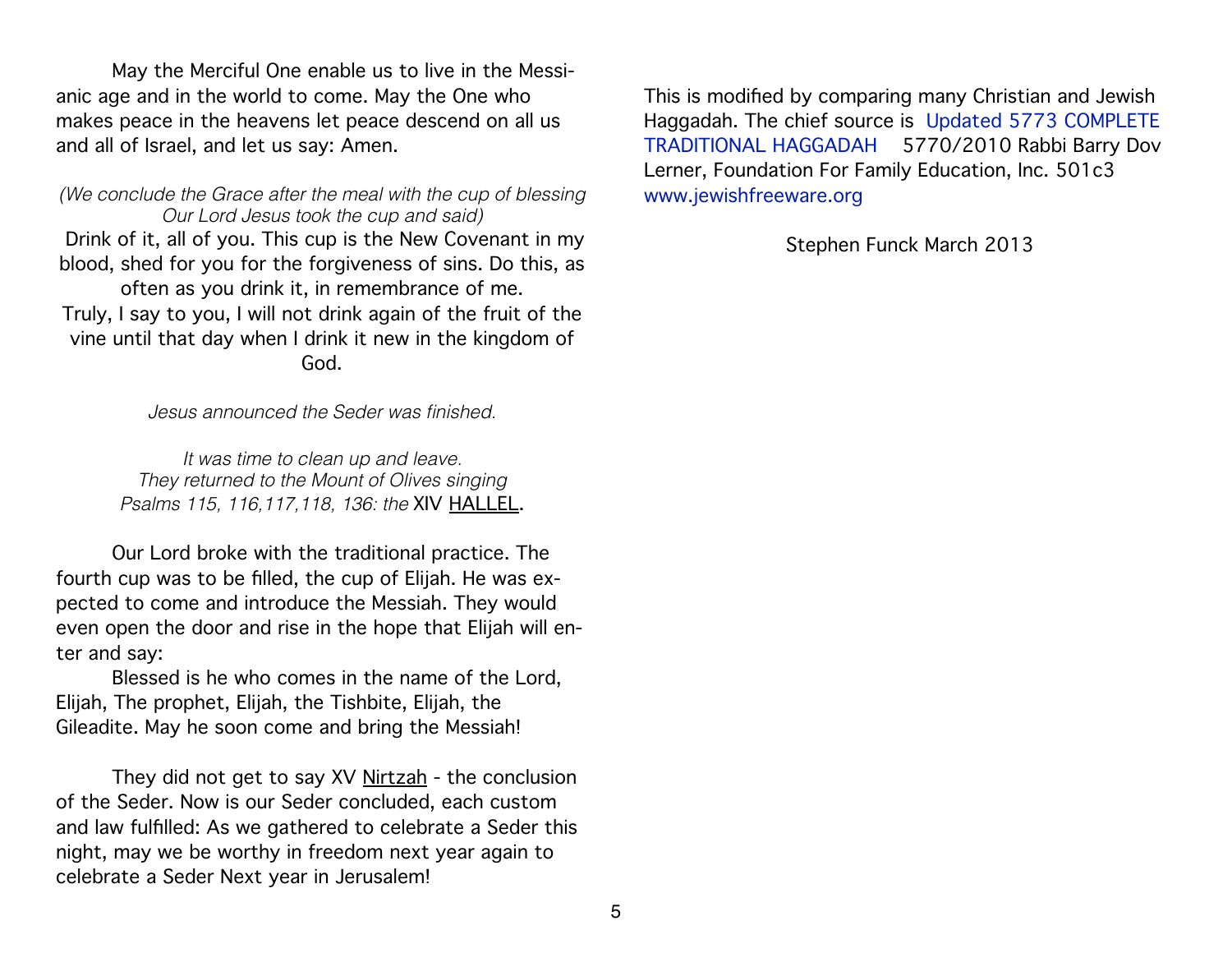May the Merciful One enable us to live in the Messianic age and in the world to come. May the One who makes peace in the heavens let peace descend on all us and all of Israel, and let us say: Amen.

*(We conclude the Grace after the meal with the cup of blessing Our Lord Jesus took the cup and said)*

Drink of it, all of you. This cup is the New Covenant in my blood, shed for you for the forgiveness of sins. Do this, as often as you drink it, in remembrance of me.
Truly, I say to you, I will not drink again of the fruit of the vine until that day when I drink it new in the kingdom of God.

*Jesus announced the Seder was finished.*

*It was time to clean up and leave.*
*They returned to the Mount of Olives singing*
*Psalms 115, 116,117,118, 136: the* XIV <u>HALLEL</u>.

Our Lord broke with the traditional practice. The fourth cup was to be filled, the cup of Elijah. He was expected to come and introduce the Messiah. They would even open the door and rise in the hope that Elijah will enter and say:

Blessed is he who comes in the name of the Lord, Elijah, The prophet, Elijah, the Tishbite, Elijah, the Gileadite. May he soon come and bring the Messiah!

They did not get to say XV <u>Nirtzah</u> - the conclusion of the Seder. Now is our Seder concluded, each custom and law fulfilled: As we gathered to celebrate a Seder this night, may we be worthy in freedom next year again to celebrate a Seder Next year in Jerusalem!

This is modified by comparing many Christian and Jewish Haggadah. The chief source is Updated 5773 COMPLETE TRADITIONAL HAGGADAH 5770/2010 Rabbi Barry Dov Lerner, Foundation For Family Education, Inc. 501c3 www.jewishfreeware.org

Stephen Funck March 2013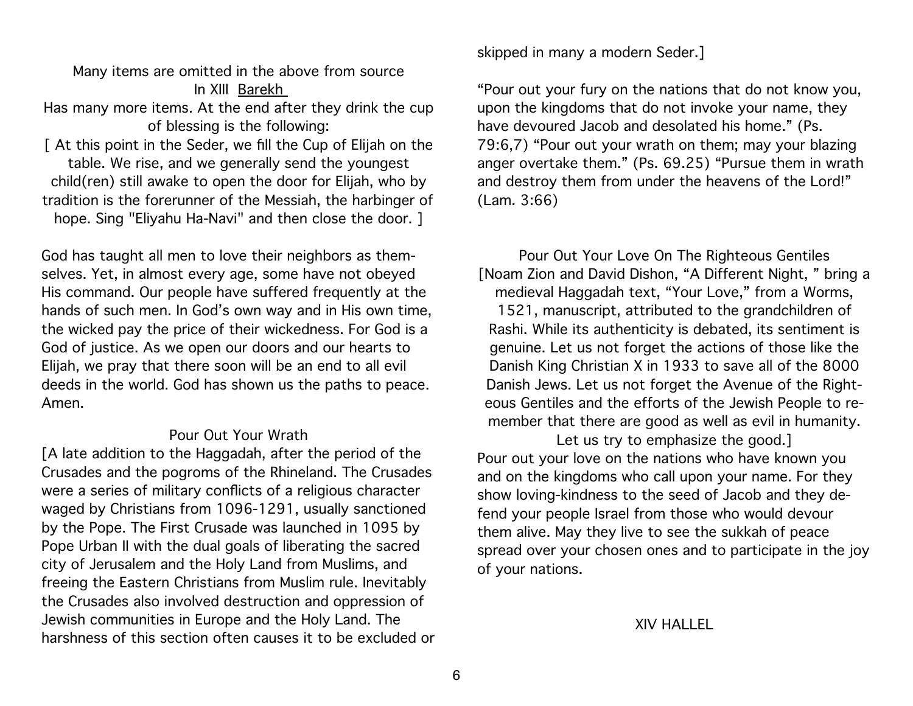Many items are omitted in the above from source

In XIII Barekh

Has many more items. At the end after they drink the cup of blessing is the following:

[ At this point in the Seder, we fill the Cup of Elijah on the table. We rise, and we generally send the youngest child(ren) still awake to open the door for Elijah, who by tradition is the forerunner of the Messiah, the harbinger of hope. Sing "Eliyahu Ha-Navi" and then close the door. ]

God has taught all men to love their neighbors as themselves. Yet, in almost every age, some have not obeyed His command. Our people have suffered frequently at the hands of such men. In God's own way and in His own time, the wicked pay the price of their wickedness. For God is a God of justice. As we open our doors and our hearts to Elijah, we pray that there soon will be an end to all evil deeds in the world. God has shown us the paths to peace. Amen.

### Pour Out Your Wrath

[A late addition to the Haggadah, after the period of the Crusades and the pogroms of the Rhineland. The Crusades were a series of military conflicts of a religious character waged by Christians from 1096-1291, usually sanctioned by the Pope. The First Crusade was launched in 1095 by Pope Urban II with the dual goals of liberating the sacred city of Jerusalem and the Holy Land from Muslims, and freeing the Eastern Christians from Muslim rule. Inevitably the Crusades also involved destruction and oppression of Jewish communities in Europe and the Holy Land. The harshness of this section often causes it to be excluded or skipped in many a modern Seder.]

"Pour out your fury on the nations that do not know you, upon the kingdoms that do not invoke your name, they have devoured Jacob and desolated his home." (Ps. 79:6,7) "Pour out your wrath on them; may your blazing anger overtake them." (Ps. 69.25) "Pursue them in wrath and destroy them from under the heavens of the Lord!" (Lam. 3:66)

### Pour Out Your Love On The Righteous Gentiles

[Noam Zion and David Dishon, "A Different Night, " bring a medieval Haggadah text, "Your Love," from a Worms, 1521, manuscript, attributed to the grandchildren of Rashi. While its authenticity is debated, its sentiment is genuine. Let us not forget the actions of those like the Danish King Christian X in 1933 to save all of the 8000 Danish Jews. Let us not forget the Avenue of the Righteous Gentiles and the efforts of the Jewish People to remember that there are good as well as evil in humanity. Let us try to emphasize the good.]

Pour out your love on the nations who have known you and on the kingdoms who call upon your name. For they show loving-kindness to the seed of Jacob and they defend your people Israel from those who would devour them alive. May they live to see the sukkah of peace spread over your chosen ones and to participate in the joy of your nations.

## XIV HALLEL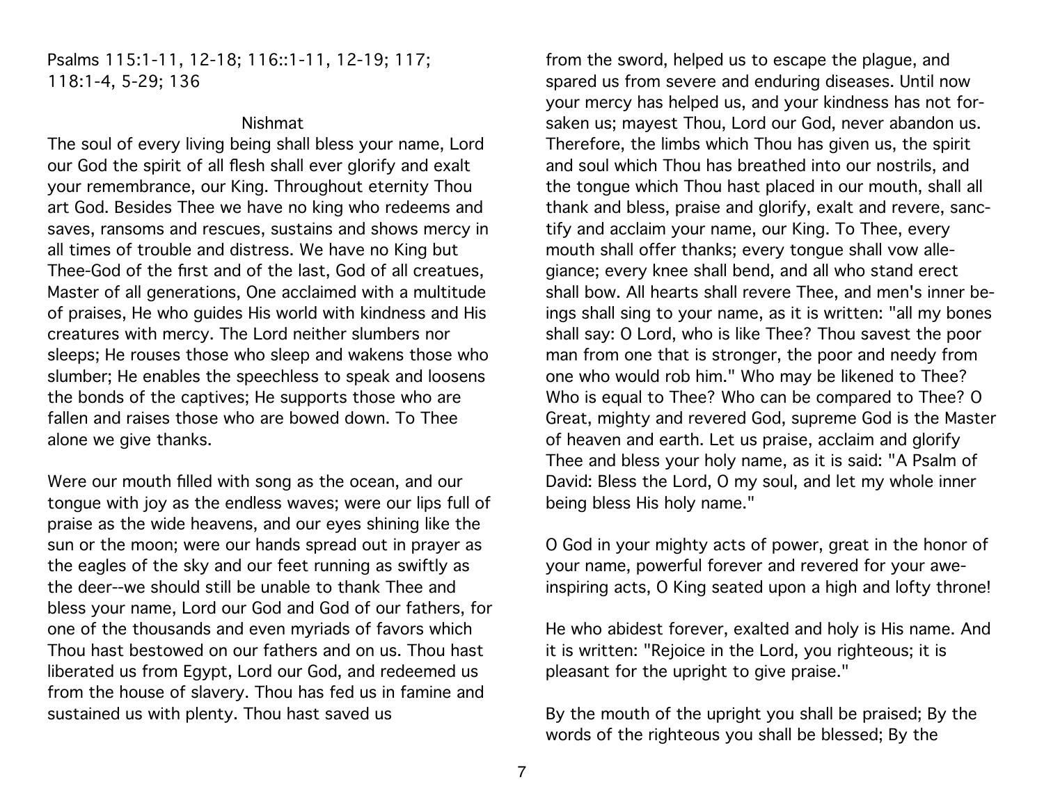Psalms 115:1-11, 12-18; 116::1-11, 12-19; 117; 118:1-4, 5-29; 136

## Nishmat

The soul of every living being shall bless your name, Lord our God the spirit of all flesh shall ever glorify and exalt your remembrance, our King. Throughout eternity Thou art God. Besides Thee we have no king who redeems and saves, ransoms and rescues, sustains and shows mercy in all times of trouble and distress. We have no King but Thee-God of the first and of the last, God of all creatues, Master of all generations, One acclaimed with a multitude of praises, He who guides His world with kindness and His creatures with mercy. The Lord neither slumbers nor sleeps; He rouses those who sleep and wakens those who slumber; He enables the speechless to speak and loosens the bonds of the captives; He supports those who are fallen and raises those who are bowed down. To Thee alone we give thanks.

Were our mouth filled with song as the ocean, and our tongue with joy as the endless waves; were our lips full of praise as the wide heavens, and our eyes shining like the sun or the moon; were our hands spread out in prayer as the eagles of the sky and our feet running as swiftly as the deer--we should still be unable to thank Thee and bless your name, Lord our God and God of our fathers, for one of the thousands and even myriads of favors which Thou hast bestowed on our fathers and on us. Thou hast liberated us from Egypt, Lord our God, and redeemed us from the house of slavery. Thou has fed us in famine and sustained us with plenty. Thou hast saved us from the sword, helped us to escape the plague, and spared us from severe and enduring diseases. Until now your mercy has helped us, and your kindness has not forsaken us; mayest Thou, Lord our God, never abandon us. Therefore, the limbs which Thou has given us, the spirit and soul which Thou has breathed into our nostrils, and the tongue which Thou hast placed in our mouth, shall all thank and bless, praise and glorify, exalt and revere, sanctify and acclaim your name, our King. To Thee, every mouth shall offer thanks; every tongue shall vow allegiance; every knee shall bend, and all who stand erect shall bow. All hearts shall revere Thee, and men's inner beings shall sing to your name, as it is written: "all my bones shall say: O Lord, who is like Thee? Thou savest the poor man from one that is stronger, the poor and needy from one who would rob him." Who may be likened to Thee? Who is equal to Thee? Who can be compared to Thee? O Great, mighty and revered God, supreme God is the Master of heaven and earth. Let us praise, acclaim and glorify Thee and bless your holy name, as it is said: "A Psalm of David: Bless the Lord, O my soul, and let my whole inner being bless His holy name."

O God in your mighty acts of power, great in the honor of your name, powerful forever and revered for your awe-inspiring acts, O King seated upon a high and lofty throne!

He who abidest forever, exalted and holy is His name. And it is written: "Rejoice in the Lord, you righteous; it is pleasant for the upright to give praise."

By the mouth of the upright you shall be praised; By the words of the righteous you shall be blessed; By the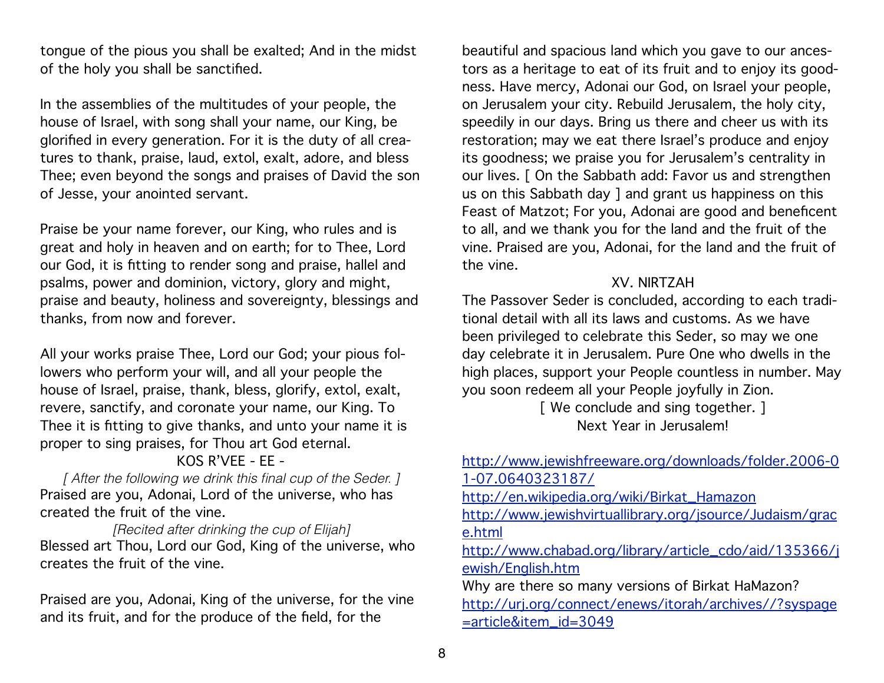tongue of the pious you shall be exalted; And in the midst of the holy you shall be sanctified.

In the assemblies of the multitudes of your people, the house of Israel, with song shall your name, our King, be glorified in every generation. For it is the duty of all creatures to thank, praise, laud, extol, exalt, adore, and bless Thee; even beyond the songs and praises of David the son of Jesse, your anointed servant.

Praise be your name forever, our King, who rules and is great and holy in heaven and on earth; for to Thee, Lord our God, it is fitting to render song and praise, hallel and psalms, power and dominion, victory, glory and might, praise and beauty, holiness and sovereignty, blessings and thanks, from now and forever.

All your works praise Thee, Lord our God; your pious followers who perform your will, and all your people the house of Israel, praise, thank, bless, glorify, extol, exalt, revere, sanctify, and coronate your name, our King. To Thee it is fitting to give thanks, and unto your name it is proper to sing praises, for Thou art God eternal.

KOS R'VEE - EE -

*[ After the following we drink this final cup of the Seder. ]*

Praised are you, Adonai, Lord of the universe, who has created the fruit of the vine.

*[Recited after drinking the cup of Elijah]*

Blessed art Thou, Lord our God, King of the universe, who creates the fruit of the vine.

Praised are you, Adonai, King of the universe, for the vine and its fruit, and for the produce of the field, for the beautiful and spacious land which you gave to our ancestors as a heritage to eat of its fruit and to enjoy its goodness. Have mercy, Adonai our God, on Israel your people, on Jerusalem your city. Rebuild Jerusalem, the holy city, speedily in our days. Bring us there and cheer us with its restoration; may we eat there Israel's produce and enjoy its goodness; we praise you for Jerusalem's centrality in our lives. [ On the Sabbath add: Favor us and strengthen us on this Sabbath day ] and grant us happiness on this Feast of Matzot; For you, Adonai are good and beneficent to all, and we thank you for the land and the fruit of the vine. Praised are you, Adonai, for the land and the fruit of the vine.

## XV. NIRTZAH

The Passover Seder is concluded, according to each traditional detail with all its laws and customs. As we have been privileged to celebrate this Seder, so may we one day celebrate it in Jerusalem. Pure One who dwells in the high places, support your People countless in number. May you soon redeem all your People joyfully in Zion.

[ We conclude and sing together. ]

Next Year in Jerusalem!

http://www.jewishfreeware.org/downloads/folder.2006-01-07.0640323187/

http://en.wikipedia.org/wiki/Birkat_Hamazon

http://www.jewishvirtuallibrary.org/jsource/Judaism/grace.html

http://www.chabad.org/library/article_cdo/aid/135366/jewish/English.htm

Why are there so many versions of Birkat HaMazon?

http://urj.org/connect/enews/itorah/archives//?syspage=article&item_id=3049